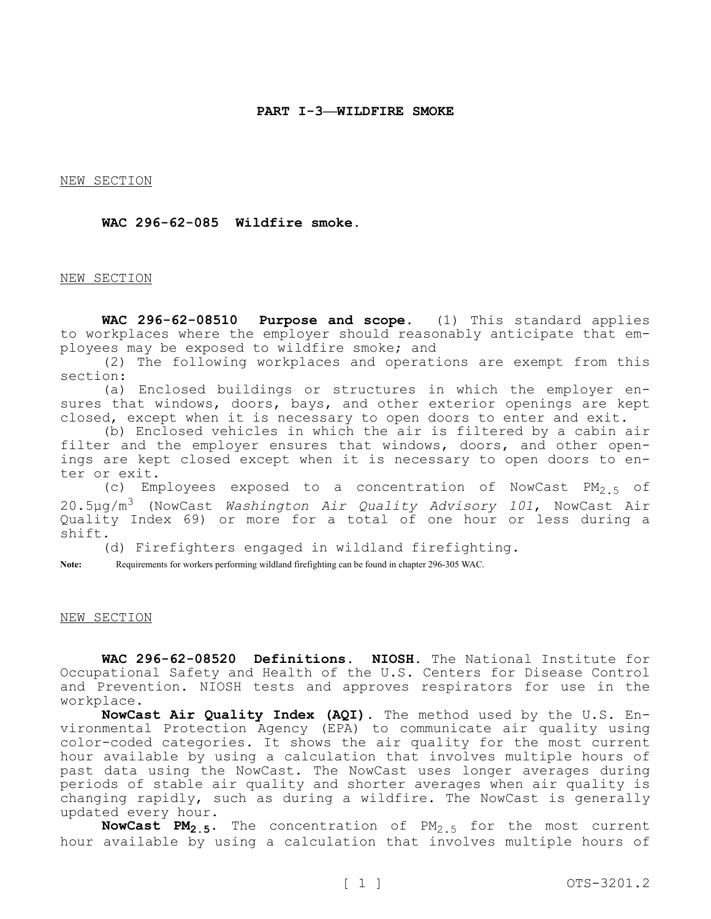## PART I-3—WILDFIRE SMOKE

NEW SECTION

**WAC 296-62-085 Wildfire smoke.**

NEW SECTION

**WAC 296-62-08510 Purpose and scope.** (1) This standard applies to workplaces where the employer should reasonably anticipate that employees may be exposed to wildfire smoke; and

(2) The following workplaces and operations are exempt from this section:

(a) Enclosed buildings or structures in which the employer ensures that windows, doors, bays, and other exterior openings are kept closed, except when it is necessary to open doors to enter and exit.

(b) Enclosed vehicles in which the air is filtered by a cabin air filter and the employer ensures that windows, doors, and other openings are kept closed except when it is necessary to open doors to enter or exit.

(c) Employees exposed to a concentration of NowCast $PM_{2.5}$ of 20.5µg/$m^3$ (NowCast *Washington Air Quality Advisory 101*, NowCast Air Quality Index 69) or more for a total of one hour or less during a shift.

(d) Firefighters engaged in wildland firefighting.

**Note:** Requirements for workers performing wildland firefighting can be found in chapter 296-305 WAC.

NEW SECTION

**WAC 296-62-08520 Definitions. NIOSH.** The National Institute for Occupational Safety and Health of the U.S. Centers for Disease Control and Prevention. NIOSH tests and approves respirators for use in the workplace.

**NowCast Air Quality Index (AQI).** The method used by the U.S. Environmental Protection Agency (EPA) to communicate air quality using color-coded categories. It shows the air quality for the most current hour available by using a calculation that involves multiple hours of past data using the NowCast. The NowCast uses longer averages during periods of stable air quality and shorter averages when air quality is changing rapidly, such as during a wildfire. The NowCast is generally updated every hour.

**NowCast $PM_{2.5}$.** The concentration of $PM_{2.5}$ for the most current hour available by using a calculation that involves multiple hours of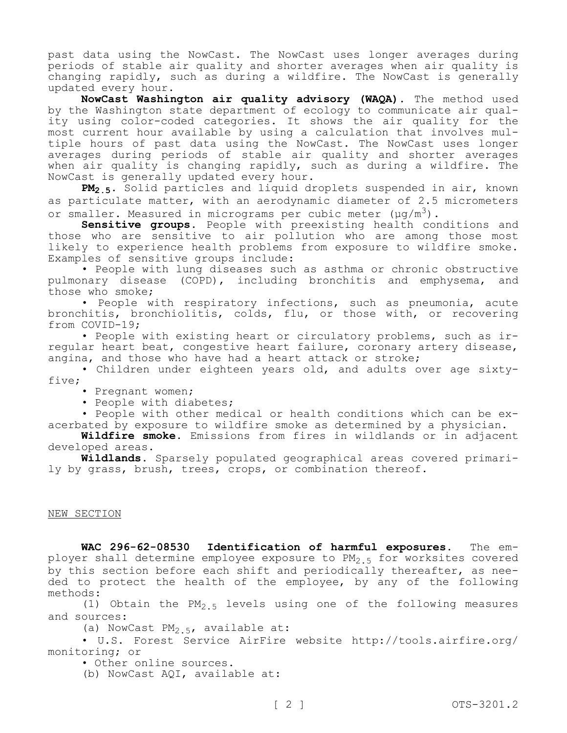past data using the NowCast. The NowCast uses longer averages during periods of stable air quality and shorter averages when air quality is changing rapidly, such as during a wildfire. The NowCast is generally updated every hour.

**NowCast Washington air quality advisory (WAQA).** The method used by the Washington state department of ecology to communicate air quality using color-coded categories. It shows the air quality for the most current hour available by using a calculation that involves multiple hours of past data using the NowCast. The NowCast uses longer averages during periods of stable air quality and shorter averages when air quality is changing rapidly, such as during a wildfire. The NowCast is generally updated every hour.

**$PM_{2.5}$.** Solid particles and liquid droplets suspended in air, known as particulate matter, with an aerodynamic diameter of 2.5 micrometers or smaller. Measured in micrograms per cubic meter ($\mu g/m^3$).

**Sensitive groups.** People with preexisting health conditions and those who are sensitive to air pollution who are among those most likely to experience health problems from exposure to wildfire smoke. Examples of sensitive groups include:

- People with lung diseases such as asthma or chronic obstructive pulmonary disease (COPD), including bronchitis and emphysema, and those who smoke;
- People with respiratory infections, such as pneumonia, acute bronchitis, bronchiolitis, colds, flu, or those with, or recovering from COVID-19;
- People with existing heart or circulatory problems, such as irregular heart beat, congestive heart failure, coronary artery disease, angina, and those who have had a heart attack or stroke;
- Children under eighteen years old, and adults over age sixty-five;
- Pregnant women;
- People with diabetes;
- People with other medical or health conditions which can be exacerbated by exposure to wildfire smoke as determined by a physician.

**Wildfire smoke.** Emissions from fires in wildlands or in adjacent developed areas.

**Wildlands.** Sparsely populated geographical areas covered primarily by grass, brush, trees, crops, or combination thereof.

NEW SECTION

**WAC 296-62-08530 Identification of harmful exposures.** The employer shall determine employee exposure to $PM_{2.5}$ for worksites covered by this section before each shift and periodically thereafter, as needed to protect the health of the employee, by any of the following methods:

(1) Obtain the $PM_{2.5}$ levels using one of the following measures and sources:

(a) NowCast $PM_{2.5}$, available at:

- U.S. Forest Service AirFire website http://tools.airfire.org/monitoring; or
- Other online sources.

(b) NowCast AQI, available at: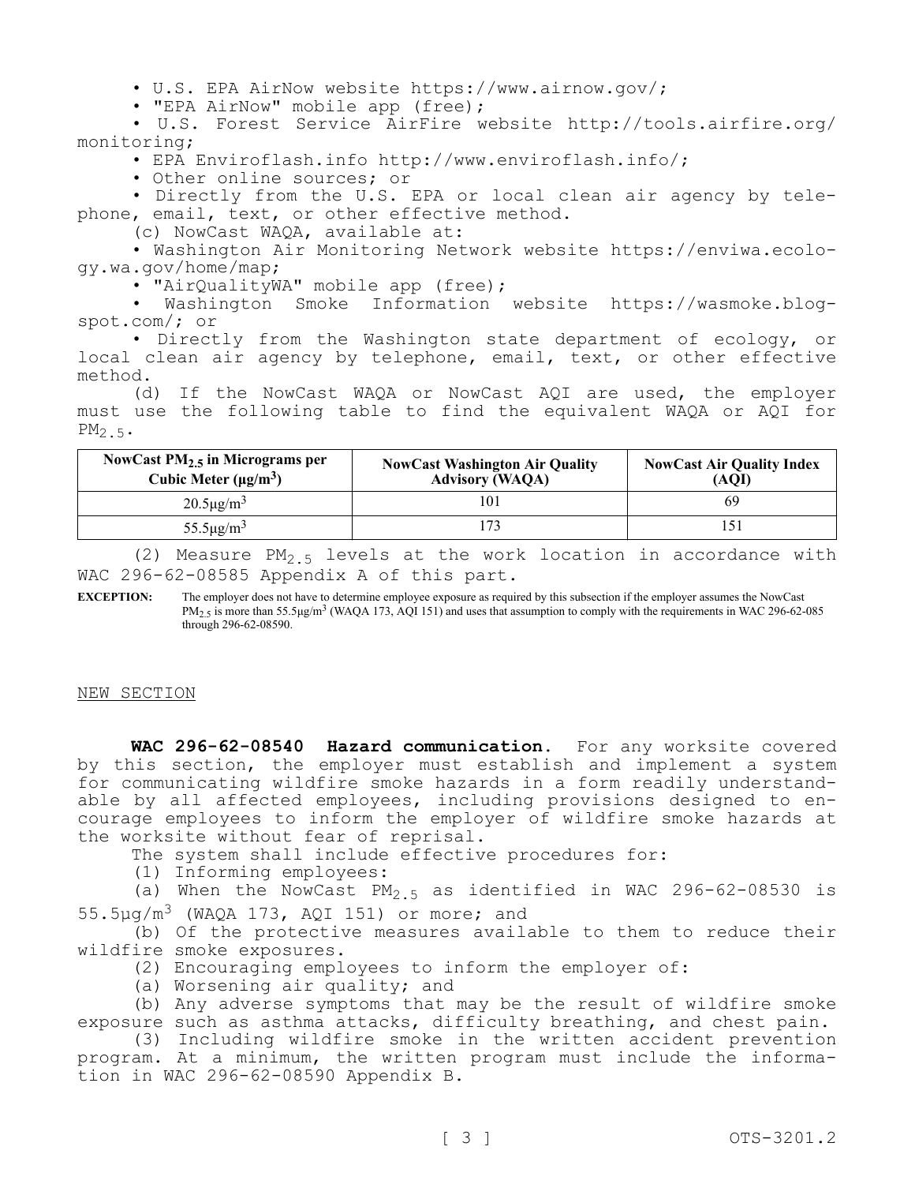- U.S. EPA AirNow website https://www.airnow.gov/;
- "EPA AirNow" mobile app (free);
- U.S. Forest Service AirFire website http://tools.airfire.org/monitoring;
- EPA Enviroflash.info http://www.enviroflash.info/;
- Other online sources; or
- Directly from the U.S. EPA or local clean air agency by telephone, email, text, or other effective method.

(c) NowCast WAQA, available at:

- Washington Air Monitoring Network website https://enviwa.ecology.wa.gov/home/map;
- "AirQualityWA" mobile app (free);
- Washington Smoke Information website https://wasmoke.blogspot.com/; or
- Directly from the Washington state department of ecology, or local clean air agency by telephone, email, text, or other effective method.

(d) If the NowCast WAQA or NowCast AQI are used, the employer must use the following table to find the equivalent WAQA or AQI for $PM_{2.5}$.

| NowCast $PM_{2.5}$ in Micrograms per Cubic Meter ($\mu g/m^3$) | NowCast Washington Air Quality Advisory (WAQA) | NowCast Air Quality Index (AQI) |
|---|---|---|
| $20.5 \mu g/m^3$ | 101 | 69 |
| $55.5 \mu g/m^3$ | 173 | 151 |

(2) Measure $PM_{2.5}$ levels at the work location in accordance with WAC 296-62-08585 Appendix A of this part.

**EXCEPTION:** The employer does not have to determine employee exposure as required by this subsection if the employer assumes the NowCast $PM_{2.5}$ is more than $55.5 \mu g/m^3$ (WAQA 173, AQI 151) and uses that assumption to comply with the requirements in WAC 296-62-085 through 296-62-08590.

NEW SECTION

**WAC 296-62-08540 Hazard communication.** For any worksite covered by this section, the employer must establish and implement a system for communicating wildfire smoke hazards in a form readily understandable by all affected employees, including provisions designed to encourage employees to inform the employer of wildfire smoke hazards at the worksite without fear of reprisal.

The system shall include effective procedures for:

(1) Informing employees:

(a) When the NowCast $PM_{2.5}$ as identified in WAC 296-62-08530 is $55.5 \mu g/m^3$ (WAQA 173, AQI 151) or more; and

(b) Of the protective measures available to them to reduce their wildfire smoke exposures.

(2) Encouraging employees to inform the employer of:

(a) Worsening air quality; and

(b) Any adverse symptoms that may be the result of wildfire smoke exposure such as asthma attacks, difficulty breathing, and chest pain.

(3) Including wildfire smoke in the written accident prevention program. At a minimum, the written program must include the information in WAC 296-62-08590 Appendix B.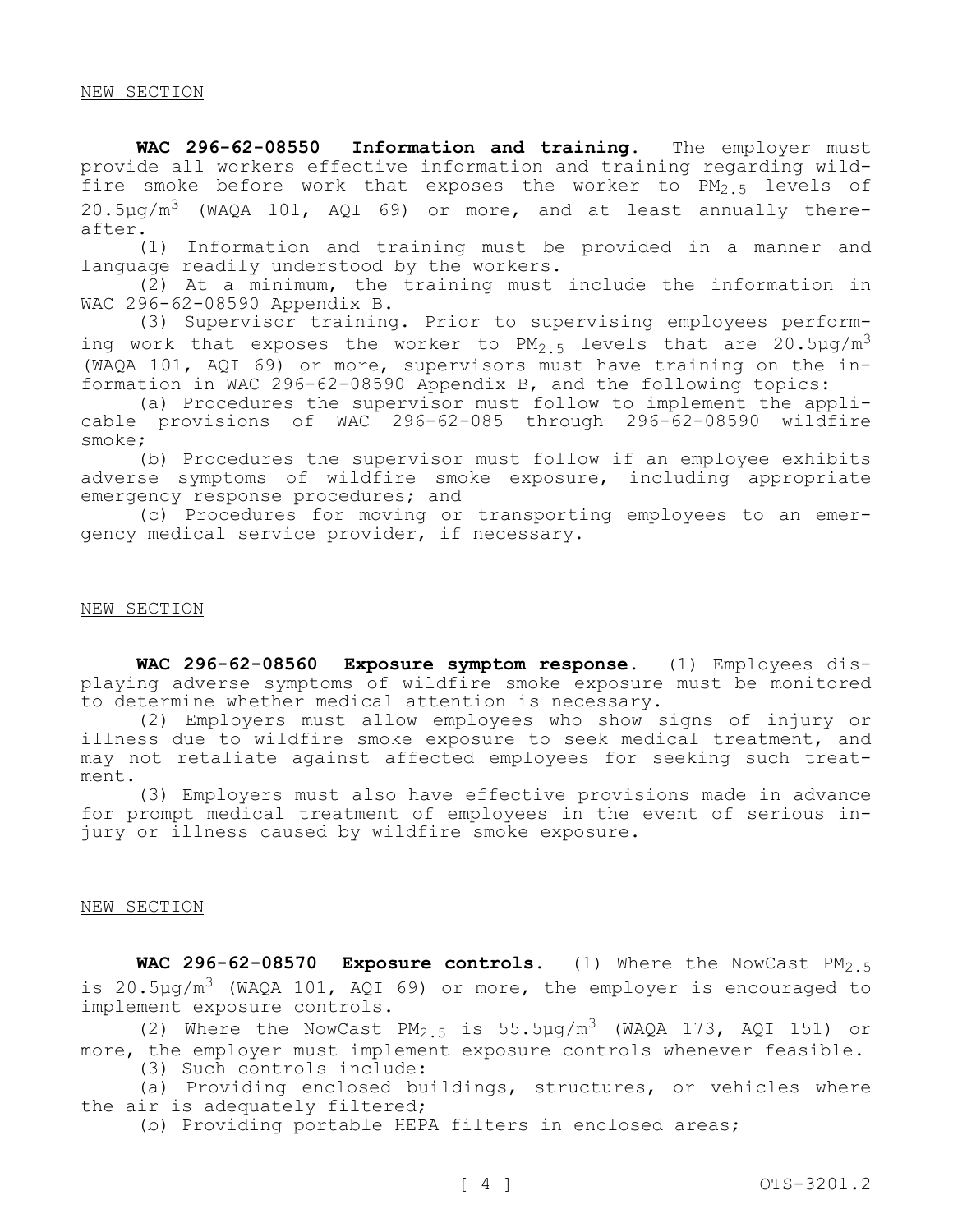NEW SECTION

**WAC 296-62-08550 Information and training.** The employer must provide all workers effective information and training regarding wildfire smoke before work that exposes the worker to $PM_{2.5}$ levels of $20.5 \mu g/m^3$ (WAQA 101, AQI 69) or more, and at least annually thereafter.

(1) Information and training must be provided in a manner and language readily understood by the workers.

(2) At a minimum, the training must include the information in WAC 296-62-08590 Appendix B.

(3) Supervisor training. Prior to supervising employees performing work that exposes the worker to $PM_{2.5}$ levels that are $20.5 \mu g/m^3$ (WAQA 101, AQI 69) or more, supervisors must have training on the information in WAC 296-62-08590 Appendix B, and the following topics:

(a) Procedures the supervisor must follow to implement the applicable provisions of WAC 296-62-085 through 296-62-08590 wildfire smoke;

(b) Procedures the supervisor must follow if an employee exhibits adverse symptoms of wildfire smoke exposure, including appropriate emergency response procedures; and

(c) Procedures for moving or transporting employees to an emergency medical service provider, if necessary.

NEW SECTION

**WAC 296-62-08560 Exposure symptom response.** (1) Employees displaying adverse symptoms of wildfire smoke exposure must be monitored to determine whether medical attention is necessary.

(2) Employers must allow employees who show signs of injury or illness due to wildfire smoke exposure to seek medical treatment, and may not retaliate against affected employees for seeking such treatment.

(3) Employers must also have effective provisions made in advance for prompt medical treatment of employees in the event of serious injury or illness caused by wildfire smoke exposure.

NEW SECTION

**WAC 296-62-08570 Exposure controls.** (1) Where the NowCast $PM_{2.5}$ is $20.5 \mu g/m^3$ (WAQA 101, AQI 69) or more, the employer is encouraged to implement exposure controls.

(2) Where the NowCast $PM_{2.5}$ is $55.5 \mu g/m^3$ (WAQA 173, AQI 151) or more, the employer must implement exposure controls whenever feasible.

(3) Such controls include:

(a) Providing enclosed buildings, structures, or vehicles where the air is adequately filtered;

(b) Providing portable HEPA filters in enclosed areas;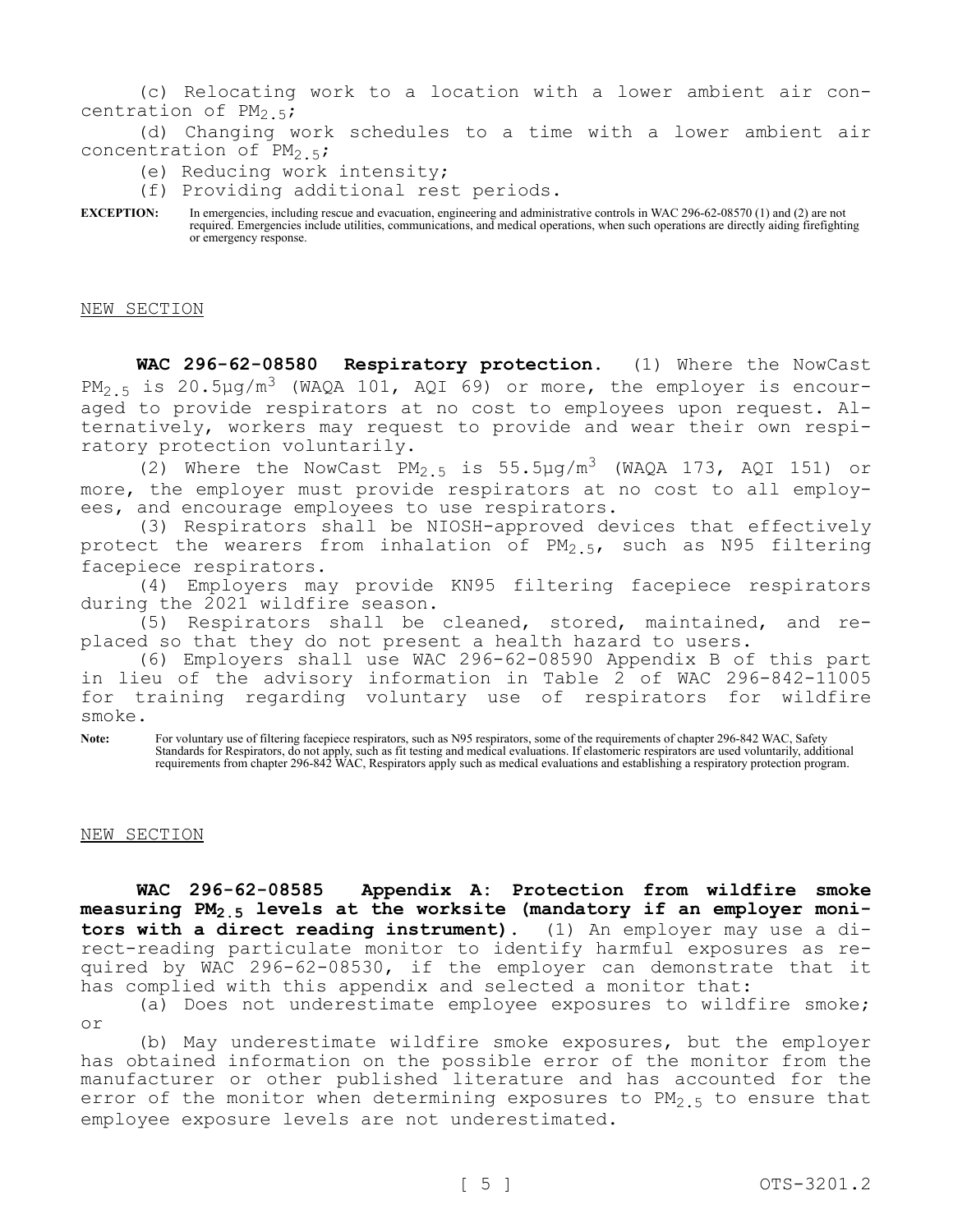(c) Relocating work to a location with a lower ambient air concentration of $PM_{2.5}$;

(d) Changing work schedules to a time with a lower ambient air concentration of $PM_{2.5}$;

(e) Reducing work intensity;

(f) Providing additional rest periods.

**EXCEPTION:** In emergencies, including rescue and evacuation, engineering and administrative controls in WAC 296-62-08570 (1) and (2) are not required. Emergencies include utilities, communications, and medical operations, when such operations are directly aiding firefighting or emergency response.

NEW SECTION

**WAC 296-62-08580 Respiratory protection.** (1) Where the NowCast $PM_{2.5}$ is 20.5μg/$m^3$ (WAQA 101, AQI 69) or more, the employer is encouraged to provide respirators at no cost to employees upon request. Alternatively, workers may request to provide and wear their own respiratory protection voluntarily.

(2) Where the NowCast $PM_{2.5}$ is 55.5μg/$m^3$ (WAQA 173, AQI 151) or more, the employer must provide respirators at no cost to all employees, and encourage employees to use respirators.

(3) Respirators shall be NIOSH-approved devices that effectively protect the wearers from inhalation of $PM_{2.5}$, such as N95 filtering facepiece respirators.

(4) Employers may provide KN95 filtering facepiece respirators during the 2021 wildfire season.

(5) Respirators shall be cleaned, stored, maintained, and replaced so that they do not present a health hazard to users.

(6) Employers shall use WAC 296-62-08590 Appendix B of this part in lieu of the advisory information in Table 2 of WAC 296-842-11005 for training regarding voluntary use of respirators for wildfire smoke.

**Note:** For voluntary use of filtering facepiece respirators, such as N95 respirators, some of the requirements of chapter 296-842 WAC, Safety Standards for Respirators, do not apply, such as fit testing and medical evaluations. If elastomeric respirators are used voluntarily, additional requirements from chapter 296-842 WAC, Respirators apply such as medical evaluations and establishing a respiratory protection program.

NEW SECTION

**WAC 296-62-08585 Appendix A: Protection from wildfire smoke measuring $PM_{2.5}$ levels at the worksite (mandatory if an employer monitors with a direct reading instrument).** (1) An employer may use a direct-reading particulate monitor to identify harmful exposures as required by WAC 296-62-08530, if the employer can demonstrate that it has complied with this appendix and selected a monitor that:

(a) Does not underestimate employee exposures to wildfire smoke; or

(b) May underestimate wildfire smoke exposures, but the employer has obtained information on the possible error of the monitor from the manufacturer or other published literature and has accounted for the error of the monitor when determining exposures to $PM_{2.5}$ to ensure that employee exposure levels are not underestimated.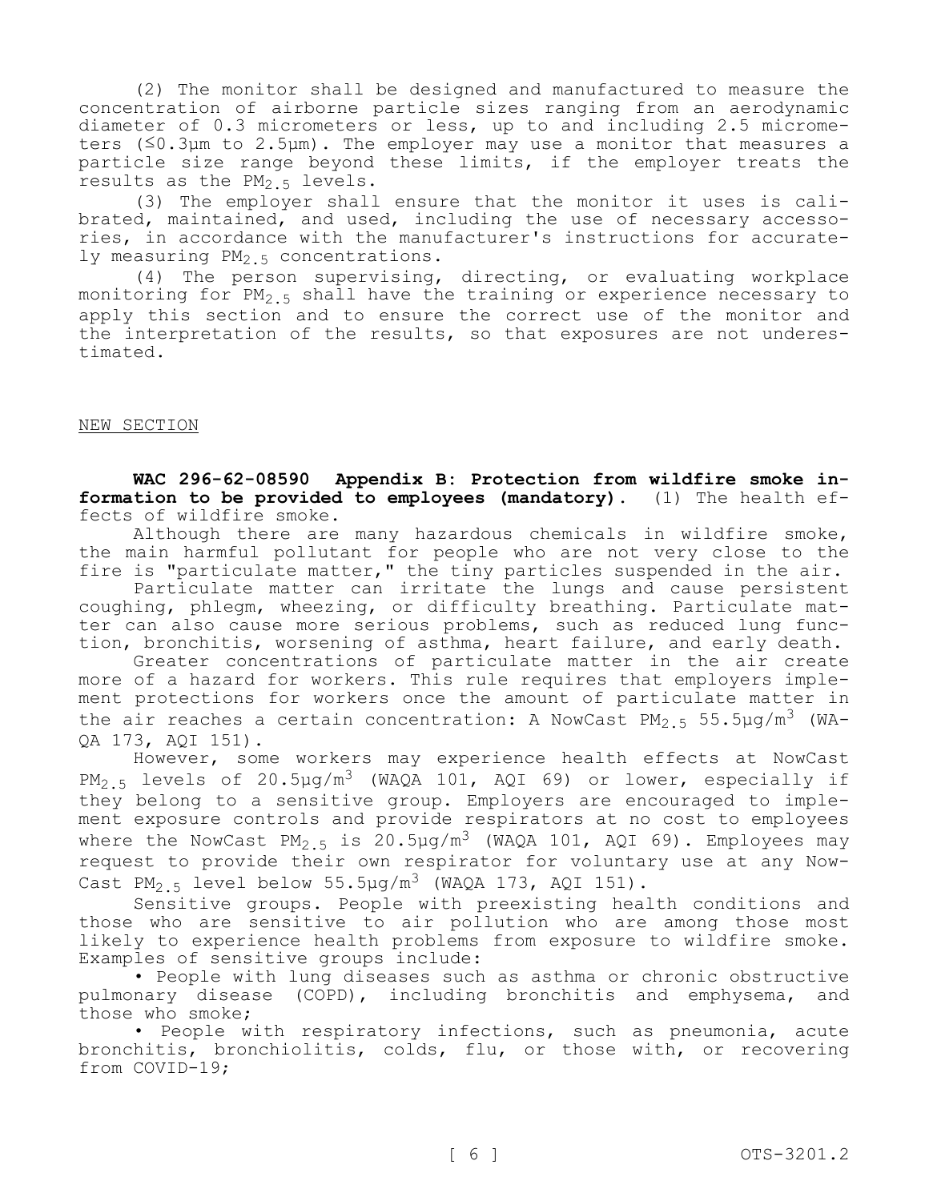(2) The monitor shall be designed and manufactured to measure the concentration of airborne particle sizes ranging from an aerodynamic diameter of 0.3 micrometers or less, up to and including 2.5 micrometers (≤0.3μm to 2.5μm). The employer may use a monitor that measures a particle size range beyond these limits, if the employer treats the results as the $PM_{2.5}$ levels.

(3) The employer shall ensure that the monitor it uses is calibrated, maintained, and used, including the use of necessary accessories, in accordance with the manufacturer's instructions for accurately measuring $PM_{2.5}$ concentrations.

(4) The person supervising, directing, or evaluating workplace monitoring for $PM_{2.5}$ shall have the training or experience necessary to apply this section and to ensure the correct use of the monitor and the interpretation of the results, so that exposures are not underestimated.

NEW SECTION

**WAC 296-62-08590 Appendix B: Protection from wildfire smoke information to be provided to employees (mandatory).** (1) The health effects of wildfire smoke.

Although there are many hazardous chemicals in wildfire smoke, the main harmful pollutant for people who are not very close to the fire is "particulate matter," the tiny particles suspended in the air.

Particulate matter can irritate the lungs and cause persistent coughing, phlegm, wheezing, or difficulty breathing. Particulate matter can also cause more serious problems, such as reduced lung function, bronchitis, worsening of asthma, heart failure, and early death.

Greater concentrations of particulate matter in the air create more of a hazard for workers. This rule requires that employers implement protections for workers once the amount of particulate matter in the air reaches a certain concentration: A NowCast $PM_{2.5}$ 55.5μg/$m^3$ (WAQA 173, AQI 151).

However, some workers may experience health effects at NowCast $PM_{2.5}$ levels of 20.5μg/$m^3$ (WAQA 101, AQI 69) or lower, especially if they belong to a sensitive group. Employers are encouraged to implement exposure controls and provide respirators at no cost to employees where the NowCast $PM_{2.5}$ is 20.5μg/$m^3$ (WAQA 101, AQI 69). Employees may request to provide their own respirator for voluntary use at any NowCast $PM_{2.5}$ level below 55.5μg/$m^3$ (WAQA 173, AQI 151).

Sensitive groups. People with preexisting health conditions and those who are sensitive to air pollution who are among those most likely to experience health problems from exposure to wildfire smoke. Examples of sensitive groups include:

- People with lung diseases such as asthma or chronic obstructive pulmonary disease (COPD), including bronchitis and emphysema, and those who smoke;
- People with respiratory infections, such as pneumonia, acute bronchitis, bronchiolitis, colds, flu, or those with, or recovering from COVID-19;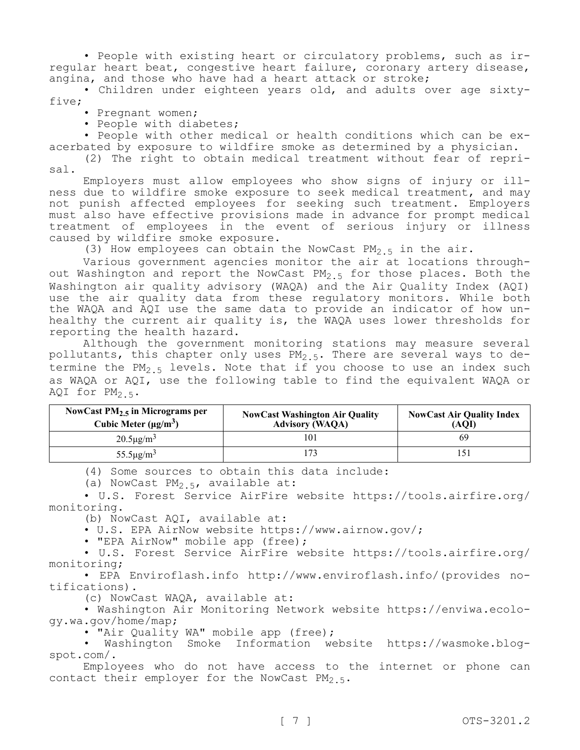• People with existing heart or circulatory problems, such as irregular heart beat, congestive heart failure, coronary artery disease, angina, and those who have had a heart attack or stroke;

• Children under eighteen years old, and adults over age sixty-five;

• Pregnant women;

• People with diabetes;

• People with other medical or health conditions which can be exacerbated by exposure to wildfire smoke as determined by a physician.

(2) The right to obtain medical treatment without fear of reprisal.

Employers must allow employees who show signs of injury or illness due to wildfire smoke exposure to seek medical treatment, and may not punish affected employees for seeking such treatment. Employers must also have effective provisions made in advance for prompt medical treatment of employees in the event of serious injury or illness caused by wildfire smoke exposure.

(3) How employees can obtain the NowCast $PM_{2.5}$ in the air.

Various government agencies monitor the air at locations throughout Washington and report the NowCast $PM_{2.5}$ for those places. Both the Washington air quality advisory (WAQA) and the Air Quality Index (AQI) use the air quality data from these regulatory monitors. While both the WAQA and AQI use the same data to provide an indicator of how unhealthy the current air quality is, the WAQA uses lower thresholds for reporting the health hazard.

Although the government monitoring stations may measure several pollutants, this chapter only uses $PM_{2.5}$. There are several ways to determine the $PM_{2.5}$ levels. Note that if you choose to use an index such as WAQA or AQI, use the following table to find the equivalent WAQA or AQI for $PM_{2.5}$.

| NowCast $PM_{2.5}$ in Micrograms per Cubic Meter ($\mu g/m^3$) | NowCast Washington Air Quality Advisory (WAQA) | NowCast Air Quality Index (AQI) |
|---|---|---|
| $20.5 \mu g/m^3$ | 101 | 69 |
| $55.5 \mu g/m^3$ | 173 | 151 |

(4) Some sources to obtain this data include:

(a) NowCast $PM_{2.5}$, available at:

• U.S. Forest Service AirFire website https://tools.airfire.org/monitoring.

(b) NowCast AQI, available at:

• U.S. EPA AirNow website https://www.airnow.gov/;

• "EPA AirNow" mobile app (free);

• U.S. Forest Service AirFire website https://tools.airfire.org/monitoring;

• EPA Enviroflash.info http://www.enviroflash.info/(provides notifications).

(c) NowCast WAQA, available at:

• Washington Air Monitoring Network website https://enviwa.ecology.wa.gov/home/map;

• "Air Quality WA" mobile app (free);

• Washington Smoke Information website https://wasmoke.blogspot.com/.

Employees who do not have access to the internet or phone can contact their employer for the NowCast $PM_{2.5}$.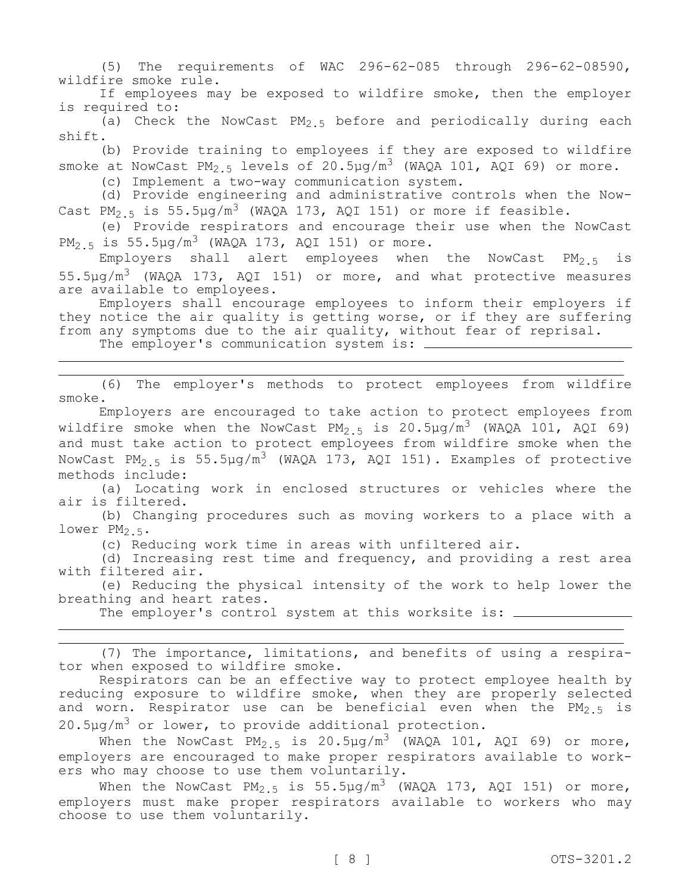(5) The requirements of WAC 296-62-085 through 296-62-08590, wildfire smoke rule.

If employees may be exposed to wildfire smoke, then the employer is required to:

(a) Check the NowCast $PM_{2.5}$ before and periodically during each shift.

(b) Provide training to employees if they are exposed to wildfire smoke at NowCast $PM_{2.5}$ levels of 20.5μg/$m^3$ (WAQA 101, AQI 69) or more.

(c) Implement a two-way communication system.

(d) Provide engineering and administrative controls when the NowCast $PM_{2.5}$ is 55.5μg/$m^3$ (WAQA 173, AQI 151) or more if feasible.

(e) Provide respirators and encourage their use when the NowCast $PM_{2.5}$ is 55.5μg/$m^3$ (WAQA 173, AQI 151) or more.

Employers shall alert employees when the NowCast $PM_{2.5}$ is 55.5μg/$m^3$ (WAQA 173, AQI 151) or more, and what protective measures are available to employees.

Employers shall encourage employees to inform their employers if they notice the air quality is getting worse, or if they are suffering from any symptoms due to the air quality, without fear of reprisal.

The employer's communication system is: ____________________________

______________________________________________________________________

______________________________________________________________________

(6) The employer's methods to protect employees from wildfire smoke.

Employers are encouraged to take action to protect employees from wildfire smoke when the NowCast $PM_{2.5}$ is 20.5μg/$m^3$ (WAQA 101, AQI 69) and must take action to protect employees from wildfire smoke when the NowCast $PM_{2.5}$ is 55.5μg/$m^3$ (WAQA 173, AQI 151). Examples of protective methods include:

(a) Locating work in enclosed structures or vehicles where the air is filtered.

(b) Changing procedures such as moving workers to a place with a lower $PM_{2.5}$.

(c) Reducing work time in areas with unfiltered air.

(d) Increasing rest time and frequency, and providing a rest area with filtered air.

(e) Reducing the physical intensity of the work to help lower the breathing and heart rates.

The employer's control system at this worksite is: ________________

______________________________________________________________________

______________________________________________________________________

(7) The importance, limitations, and benefits of using a respirator when exposed to wildfire smoke.

Respirators can be an effective way to protect employee health by reducing exposure to wildfire smoke, when they are properly selected and worn. Respirator use can be beneficial even when the $PM_{2.5}$ is 20.5μg/$m^3$ or lower, to provide additional protection.

When the NowCast $PM_{2.5}$ is 20.5μg/$m^3$ (WAQA 101, AQI 69) or more, employers are encouraged to make proper respirators available to workers who may choose to use them voluntarily.

When the NowCast $PM_{2.5}$ is 55.5μg/$m^3$ (WAQA 173, AQI 151) or more, employers must make proper respirators available to workers who may choose to use them voluntarily.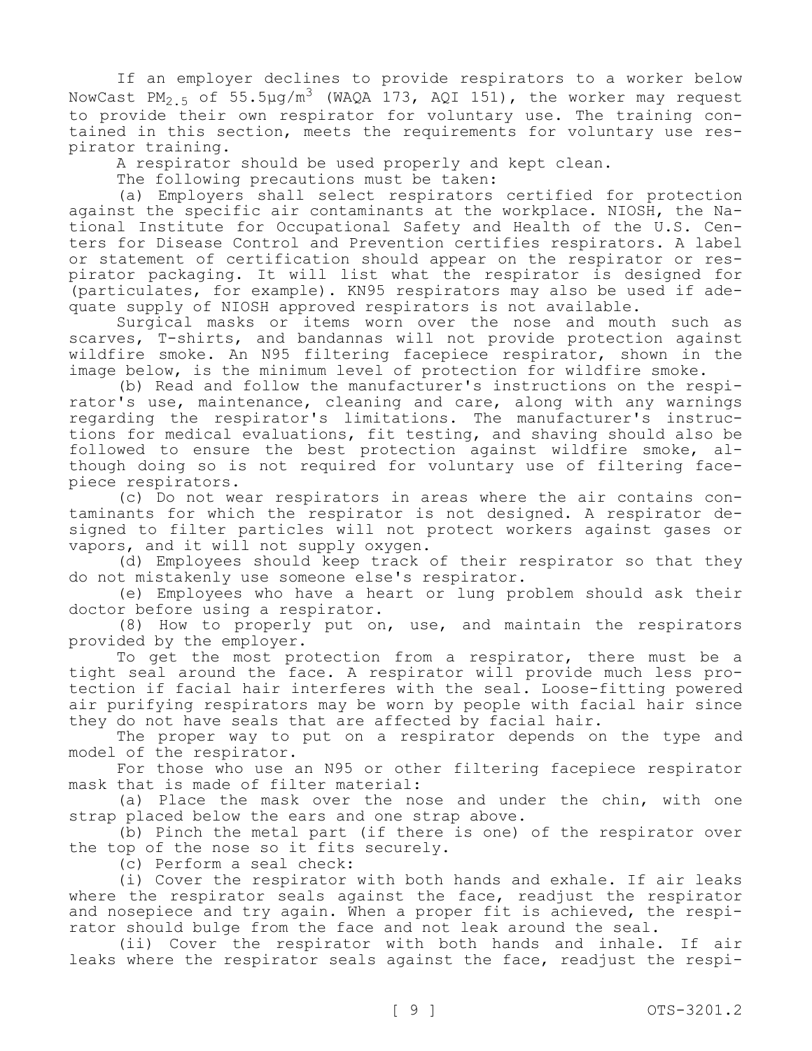If an employer declines to provide respirators to a worker below NowCast $PM_{2.5}$ of 55.5μg/$m^3$ (WAQA 173, AQI 151), the worker may request to provide their own respirator for voluntary use. The training contained in this section, meets the requirements for voluntary use respirator training.

A respirator should be used properly and kept clean.

The following precautions must be taken:

(a) Employers shall select respirators certified for protection against the specific air contaminants at the workplace. NIOSH, the National Institute for Occupational Safety and Health of the U.S. Centers for Disease Control and Prevention certifies respirators. A label or statement of certification should appear on the respirator or respirator packaging. It will list what the respirator is designed for (particulates, for example). KN95 respirators may also be used if adequate supply of NIOSH approved respirators is not available.

Surgical masks or items worn over the nose and mouth such as scarves, T-shirts, and bandannas will not provide protection against wildfire smoke. An N95 filtering facepiece respirator, shown in the image below, is the minimum level of protection for wildfire smoke.

(b) Read and follow the manufacturer's instructions on the respirator's use, maintenance, cleaning and care, along with any warnings regarding the respirator's limitations. The manufacturer's instructions for medical evaluations, fit testing, and shaving should also be followed to ensure the best protection against wildfire smoke, although doing so is not required for voluntary use of filtering facepiece respirators.

(c) Do not wear respirators in areas where the air contains contaminants for which the respirator is not designed. A respirator designed to filter particles will not protect workers against gases or vapors, and it will not supply oxygen.

(d) Employees should keep track of their respirator so that they do not mistakenly use someone else's respirator.

(e) Employees who have a heart or lung problem should ask their doctor before using a respirator.

(8) How to properly put on, use, and maintain the respirators provided by the employer.

To get the most protection from a respirator, there must be a tight seal around the face. A respirator will provide much less protection if facial hair interferes with the seal. Loose-fitting powered air purifying respirators may be worn by people with facial hair since they do not have seals that are affected by facial hair.

The proper way to put on a respirator depends on the type and model of the respirator.

For those who use an N95 or other filtering facepiece respirator mask that is made of filter material:

(a) Place the mask over the nose and under the chin, with one strap placed below the ears and one strap above.

(b) Pinch the metal part (if there is one) of the respirator over the top of the nose so it fits securely.

(c) Perform a seal check:

(i) Cover the respirator with both hands and exhale. If air leaks where the respirator seals against the face, readjust the respirator and nosepiece and try again. When a proper fit is achieved, the respirator should bulge from the face and not leak around the seal.

(ii) Cover the respirator with both hands and inhale. If air leaks where the respirator seals against the face, readjust the respi-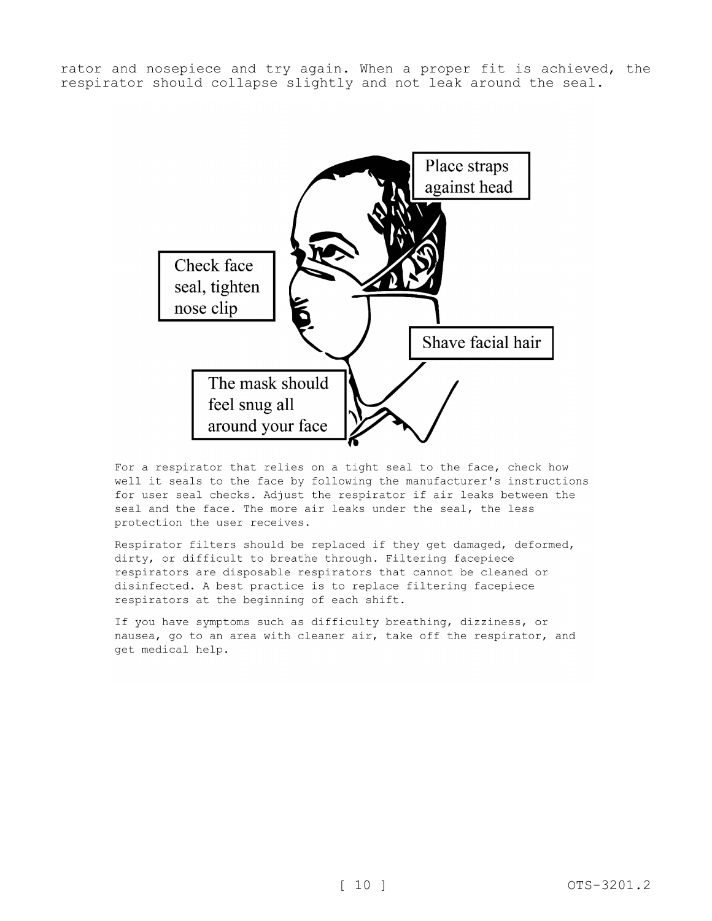rator and nosepiece and try again. When a proper fit is achieved, the respirator should collapse slightly and not leak around the seal.

Place straps against head

Check face seal, tighten nose clip

Shave facial hair

The mask should feel snug all around your face

For a respirator that relies on a tight seal to the face, check how well it seals to the face by following the manufacturer's instructions for user seal checks. Adjust the respirator if air leaks between the seal and the face. The more air leaks under the seal, the less protection the user receives.

Respirator filters should be replaced if they get damaged, deformed, dirty, or difficult to breathe through. Filtering facepiece respirators are disposable respirators that cannot be cleaned or disinfected. A best practice is to replace filtering facepiece respirators at the beginning of each shift.

If you have symptoms such as difficulty breathing, dizziness, or nausea, go to an area with cleaner air, take off the respirator, and get medical help.